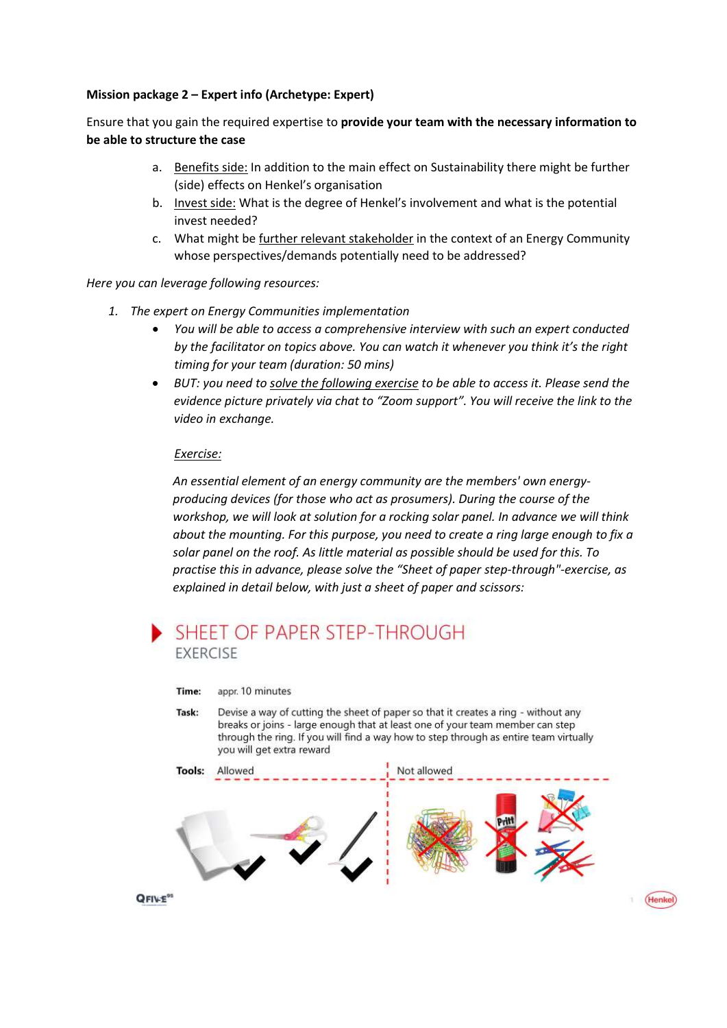**Mission package 2 – Expert info (Archetype: Expert)**

Ensure that you gain the required expertise to **provide your team with the necessary information to be able to structure the case**

a. Benefits side: In addition to the main effect on Sustainability there might be further (side) effects on Henkel's organisation
b. Invest side: What is the degree of Henkel's involvement and what is the potential invest needed?
c. What might be further relevant stakeholder in the context of an Energy Community whose perspectives/demands potentially need to be addressed?

*Here you can leverage following resources:*

1. *The expert on Energy Communities implementation*
   - *You will be able to access a comprehensive interview with such an expert conducted by the facilitator on topics above. You can watch it whenever you think it's the right timing for your team (duration: 50 mins)*
   - *BUT: you need to solve the following exercise to be able to access it. Please send the evidence picture privately via chat to "Zoom support". You will receive the link to the video in exchange.*

   *Exercise:*

   *An essential element of an energy community are the members' own energy-producing devices (for those who act as prosumers). During the course of the workshop, we will look at solution for a rocking solar panel. In advance we will think about the mounting. For this purpose, you need to create a ring large enough to fix a solar panel on the roof. As little material as possible should be used for this. To practise this in advance, please solve the "Sheet of paper step-through"-exercise, as explained in detail below, with just a sheet of paper and scissors:*

## SHEET OF PAPER STEP-THROUGH
EXERCISE

**Time:** appr. 10 minutes

**Task:** Devise a way of cutting the sheet of paper so that it creates a ring - without any breaks or joins - large enough that at least one of your team member can step through the ring. If you will find a way how to step through as entire team virtually you will get extra reward

**Tools:**

| Allowed | Not allowed |
|---|---|
| | |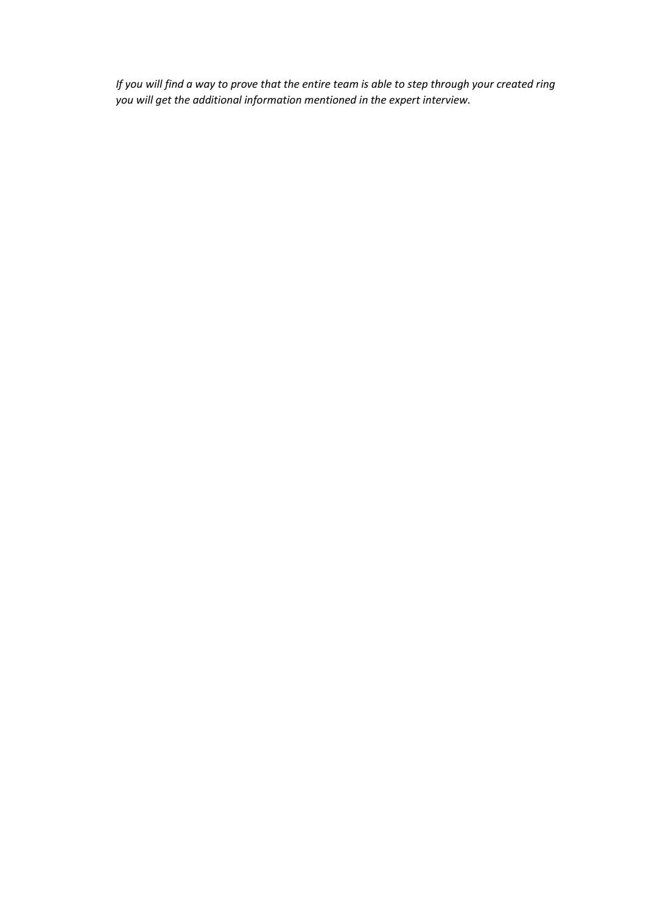*If you will find a way to prove that the entire team is able to step through your created ring you will get the additional information mentioned in the expert interview.*